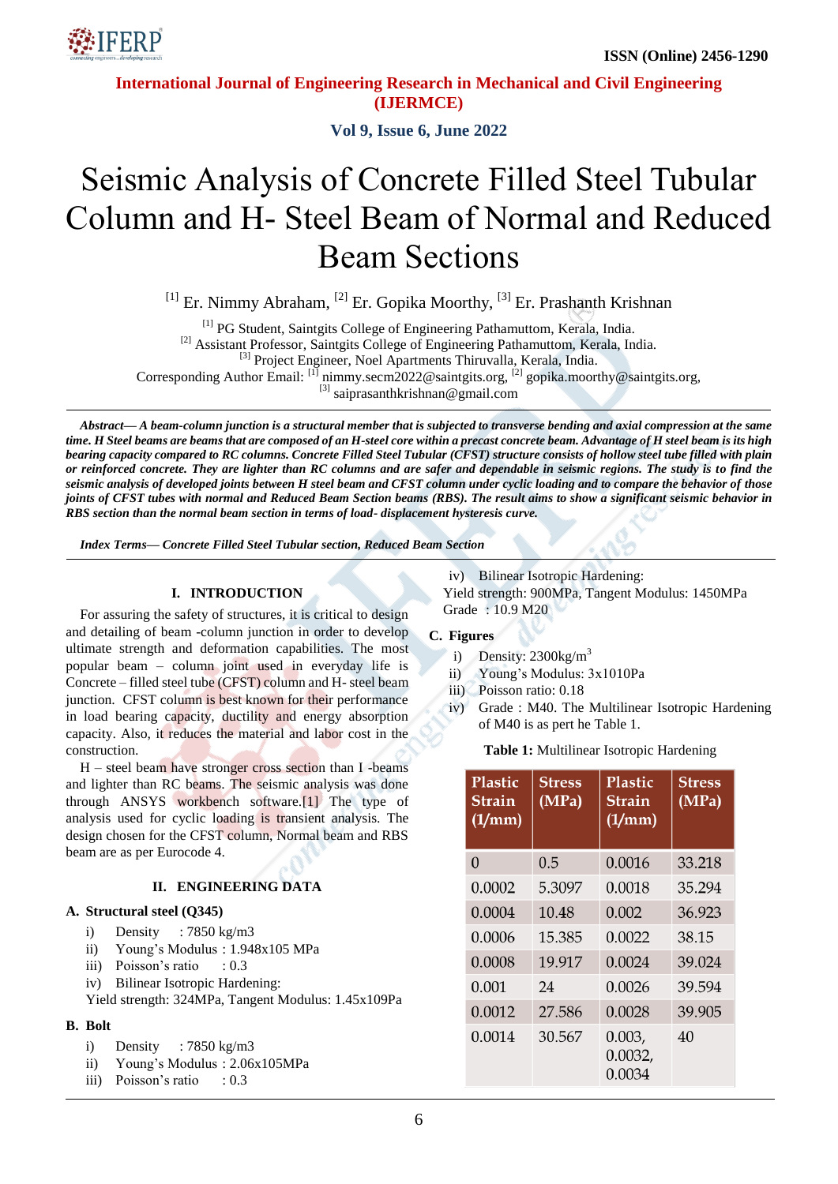# Seismic Analysis of Concrete Filled Steel Tubular Column and H- Steel Beam of Normal and Reduced Beam Sections

[1] Er. Nimmy Abraham, [2] Er. Gopika Moorthy, [3] Er. Prashanth Krishnan

[1] PG Student, Saintgits College of Engineering Pathamuttom, Kerala, India.
[2] Assistant Professor, Saintgits College of Engineering Pathamuttom, Kerala, India.
[3] Project Engineer, Noel Apartments Thiruvalla, Kerala, India.
Corresponding Author Email: [1] nimmy.secm2022@saintgits.org, [2] gopika.moorthy@saintgits.org, [3] saiprasanthkrishnan@gmail.com

***Abstract***— *A beam-column junction is a structural member that is subjected to transverse bending and axial compression at the same time. H Steel beams are beams that are composed of an H-steel core within a precast concrete beam. Advantage of H steel beam is its high bearing capacity compared to RC columns. Concrete Filled Steel Tubular (CFST) structure consists of hollow steel tube filled with plain or reinforced concrete. They are lighter than RC columns and are safer and dependable in seismic regions. The study is to find the seismic analysis of developed joints between H steel beam and CFST column under cyclic loading and to compare the behavior of those joints of CFST tubes with normal and Reduced Beam Section beams (RBS). The result aims to show a significant seismic behavior in RBS section than the normal beam section in terms of load- displacement hysteresis curve.*

***Index Terms***— *Concrete Filled Steel Tubular section, Reduced Beam Section*

## I. INTRODUCTION

For assuring the safety of structures, it is critical to design and detailing of beam -column junction in order to develop ultimate strength and deformation capabilities. The most popular beam – column joint used in everyday life is Concrete – filled steel tube (CFST) column and H- steel beam junction. CFST column is best known for their performance in load bearing capacity, ductility and energy absorption capacity. Also, it reduces the material and labor cost in the construction.

H – steel beam have stronger cross section than I -beams and lighter than RC beams. The seismic analysis was done through ANSYS workbench software.[1] The type of analysis used for cyclic loading is transient analysis. The design chosen for the CFST column, Normal beam and RBS beam are as per Eurocode 4.

## II. ENGINEERING DATA

### A. Structural steel (Q345)

i) Density : 7850 kg/m3
ii) Young's Modulus : 1.948x105 MPa
iii) Poisson's ratio : 0.3
iv) Bilinear Isotropic Hardening:
Yield strength: 324MPa, Tangent Modulus: 1.45x109Pa

### B. Bolt

i) Density : 7850 kg/m3
ii) Young's Modulus : 2.06x105MPa
iii) Poisson's ratio : 0.3
iv) Bilinear Isotropic Hardening:
Yield strength: 900MPa, Tangent Modulus: 1450MPa
Grade : 10.9 M20

### C. Figures

i) Density: 2300kg/m$^3$
ii) Young's Modulus: 3x1010Pa
iii) Poisson ratio: 0.18
iv) Grade : M40. The Multilinear Isotropic Hardening of M40 is as pert he Table 1.

**Table 1:** Multilinear Isotropic Hardening

| Plastic Strain (1/mm) | Stress (MPa) | Plastic Strain (1/mm) | Stress (MPa) |
|---|---|---|---|
| 0 | 0.5 | 0.0016 | 33.218 |
| 0.0002 | 5.3097 | 0.0018 | 35.294 |
| 0.0004 | 10.48 | 0.002 | 36.923 |
| 0.0006 | 15.385 | 0.0022 | 38.15 |
| 0.0008 | 19.917 | 0.0024 | 39.024 |
| 0.001 | 24 | 0.0026 | 39.594 |
| 0.0012 | 27.586 | 0.0028 | 39.905 |
| 0.0014 | 30.567 | 0.003, 0.0032, 0.0034 | 40 |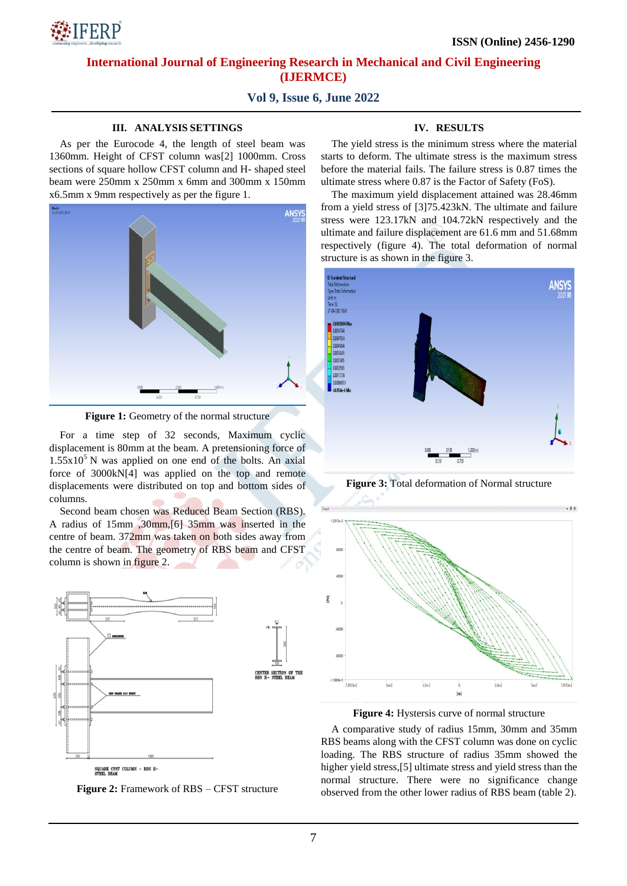### III. ANALYSIS SETTINGS

As per the Eurocode 4, the length of steel beam was 1360mm. Height of CFST column was[2] 1000mm. Cross sections of square hollow CFST column and H- shaped steel beam were 250mm x 250mm x 6mm and 300mm x 150mm x6.5mm x 9mm respectively as per the figure 1.

**Figure 1:** Geometry of the normal structure

For a time step of 32 seconds, Maximum cyclic displacement is 80mm at the beam. A pretensioning force of $1.55x10^5$ N was applied on one end of the bolts. An axial force of 3000kN[4] was applied on the top and remote displacements were distributed on top and bottom sides of columns.

Second beam chosen was Reduced Beam Section (RBS). A radius of 15mm ,30mm,[6] 35mm was inserted in the centre of beam. 372mm was taken on both sides away from the centre of beam. The geometry of RBS beam and CFST column is shown in figure 2.

**Figure 2:** Framework of RBS – CFST structure

### IV. RESULTS

The yield stress is the minimum stress where the material starts to deform. The ultimate stress is the maximum stress before the material fails. The failure stress is 0.87 times the ultimate stress where 0.87 is the Factor of Safety (FoS).

The maximum yield displacement attained was 28.46mm from a yield stress of [3]75.423kN. The ultimate and failure stress were 123.17kN and 104.72kN respectively and the ultimate and failure displacement are 61.6 mm and 51.68mm respectively (figure 4). The total deformation of normal structure is as shown in the figure 3.

**Figure 3:** Total deformation of Normal structure

**Figure 4:** Hystersis curve of normal structure

A comparative study of radius 15mm, 30mm and 35mm RBS beams along with the CFST column was done on cyclic loading. The RBS structure of radius 35mm showed the higher yield stress,[5] ultimate stress and yield stress than the normal structure. There were no significance change observed from the other lower radius of RBS beam (table 2).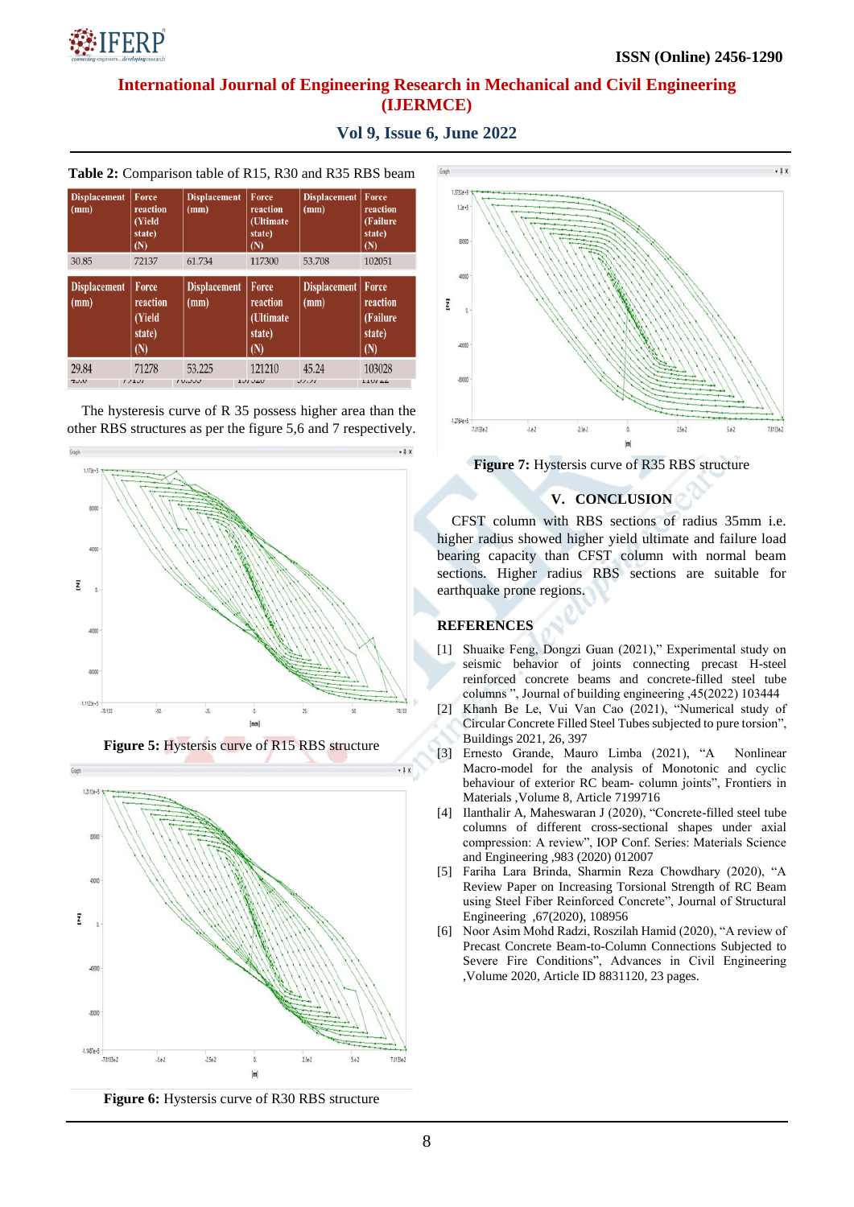**Table 2:** Comparison table of R15, R30 and R35 RBS beam

| Displacement (mm) | Force reaction (Yield state) (N) | Displacement (mm) | Force reaction (Ultimate state) (N) | Displacement (mm) | Force reaction (Failure state) (N) |
|---|---|---|---|---|---|
| 30.85 | 72137 | 61.734 | 117300 | 53.708 | 102051 |
| Displacement (mm) | Force reaction (Yield state) (N) | Displacement (mm) | Force reaction (Ultimate state) (N) | Displacement (mm) | Force reaction (Failure state) (N) |
| 29.84 | 71278 | 53.225 | 121210 | 45.24 | 103028 |

The hysteresis curve of R 35 possess higher area than the other RBS structures as per the figure 5,6 and 7 respectively.

Graph

1.173e+5
8000
4000
[N]
0.
-4000
-8000
-1.1123e+5
-78.133
-50.
-25.
0.
25.
50.
78.133
[mm]

**Figure 5:** Hystersis curve of R15 RBS structure

Graph

1.2813e+5
8000
4000
[N]
0.
-4000
-8000
-1.1481e+5
-7.8133e-2
-5e-2
-2.5e-2
0.
2.5e-2
5e-2
7.8133e-2
[m]

**Figure 6:** Hystersis curve of R30 RBS structure

Graph

1.3733e+5
1.2e+5
8000
4000
[N]
0.
-4000
-8000
-1.2764e+5
-7.8133e-2
-5e-2
-2.5e-2
0.
2.5e-2
5e-2
7.8133e-2
[m]

**Figure 7:** Hystersis curve of R35 RBS structure

## V. CONCLUSION

CFST column with RBS sections of radius 35mm i.e. higher radius showed higher yield ultimate and failure load bearing capacity than CFST column with normal beam sections. Higher radius RBS sections are suitable for earthquake prone regions.

## REFERENCES

[1] Shuaike Feng, Dongzi Guan (2021)," Experimental study on seismic behavior of joints connecting precast H-steel reinforced concrete beams and concrete-filled steel tube columns ", Journal of building engineering ,45(2022) 103444

[2] Khanh Be Le, Vui Van Cao (2021), "Numerical study of Circular Concrete Filled Steel Tubes subjected to pure torsion", Buildings 2021, 26, 397

[3] Ernesto Grande, Mauro Limba (2021), "A Nonlinear Macro-model for the analysis of Monotonic and cyclic behaviour of exterior RC beam- column joints", Frontiers in Materials ,Volume 8, Article 7199716

[4] Ilanthalir A, Maheswaran J (2020), "Concrete-filled steel tube columns of different cross-sectional shapes under axial compression: A review", IOP Conf. Series: Materials Science and Engineering ,983 (2020) 012007

[5] Fariha Lara Brinda, Sharmin Reza Chowdhary (2020), "A Review Paper on Increasing Torsional Strength of RC Beam using Steel Fiber Reinforced Concrete", Journal of Structural Engineering ,67(2020), 108956

[6] Noor Asim Mohd Radzi, Roszilah Hamid (2020), "A review of Precast Concrete Beam-to-Column Connections Subjected to Severe Fire Conditions", Advances in Civil Engineering ,Volume 2020, Article ID 8831120, 23 pages.